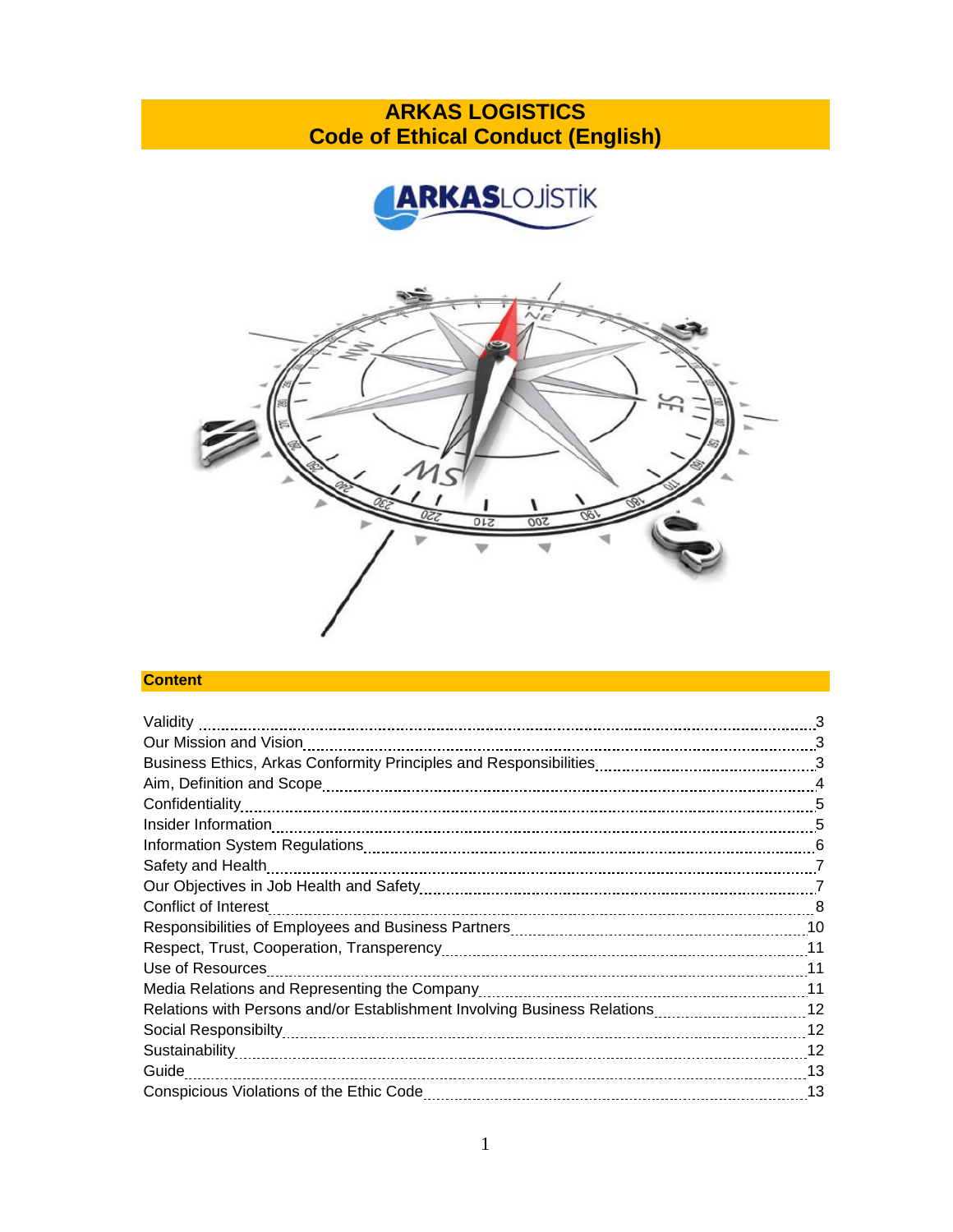# ARKAS LOGISTICS
# Code of Ethical Conduct (English)

## Content

| | |
|---|---|
| Validity | 3 |
| Our Mission and Vision | 3 |
| Business Ethics, Arkas Conformity Principles and Responsibilities | 3 |
| Aim, Definition and Scope | 4 |
| Confidentiality | 5 |
| Insider Information | 5 |
| Information System Regulations | 6 |
| Safety and Health | 7 |
| Our Objectives in Job Health and Safety | 7 |
| Conflict of Interest | 8 |
| Responsibilities of Employees and Business Partners | 10 |
| Respect, Trust, Cooperation, Transperency | 11 |
| Use of Resources | 11 |
| Media Relations and Representing the Company | 11 |
| Relations with Persons and/or Establishment Involving Business Relations | 12 |
| Social Responsibilty | 12 |
| Sustainability | 12 |
| Guide | 13 |
| Conspicious Violations of the Ethic Code | 13 |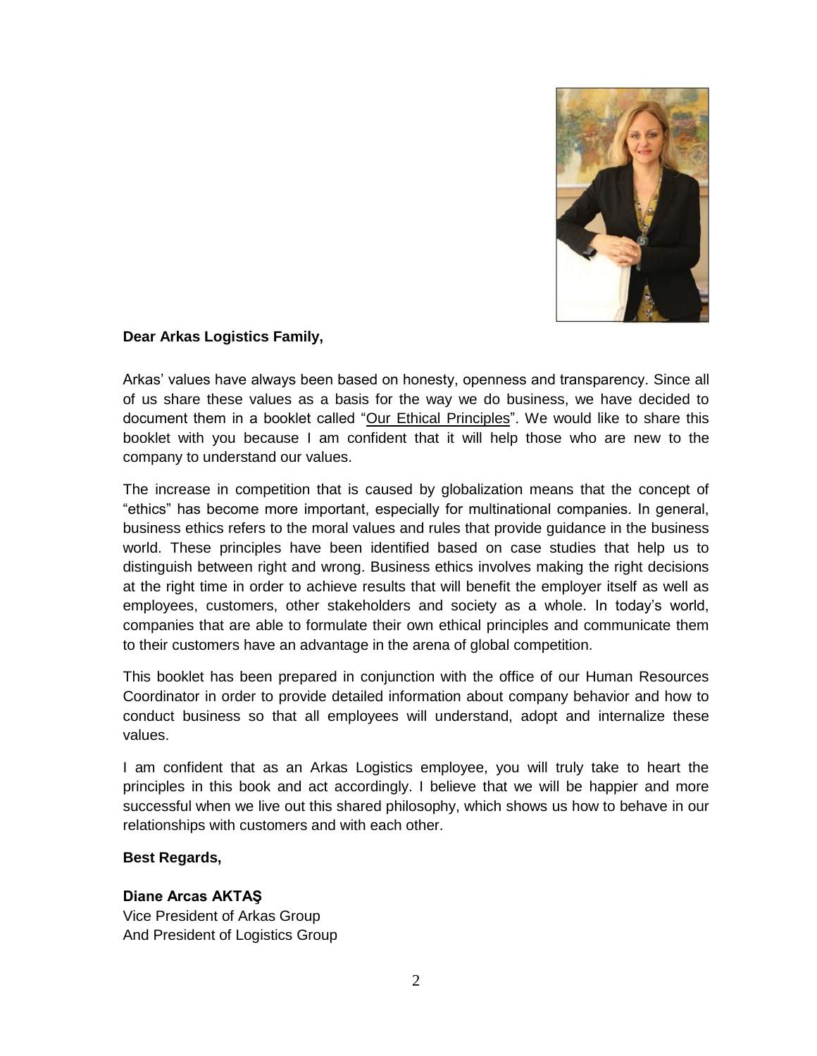**Dear Arkas Logistics Family,**

Arkas' values have always been based on honesty, openness and transparency. Since all of us share these values as a basis for the way we do business, we have decided to document them in a booklet called "Our Ethical Principles". We would like to share this booklet with you because I am confident that it will help those who are new to the company to understand our values.

The increase in competition that is caused by globalization means that the concept of "ethics" has become more important, especially for multinational companies. In general, business ethics refers to the moral values and rules that provide guidance in the business world. These principles have been identified based on case studies that help us to distinguish between right and wrong. Business ethics involves making the right decisions at the right time in order to achieve results that will benefit the employer itself as well as employees, customers, other stakeholders and society as a whole. In today's world, companies that are able to formulate their own ethical principles and communicate them to their customers have an advantage in the arena of global competition.

This booklet has been prepared in conjunction with the office of our Human Resources Coordinator in order to provide detailed information about company behavior and how to conduct business so that all employees will understand, adopt and internalize these values.

I am confident that as an Arkas Logistics employee, you will truly take to heart the principles in this book and act accordingly. I believe that we will be happier and more successful when we live out this shared philosophy, which shows us how to behave in our relationships with customers and with each other.

**Best Regards,**

**Diane Arcas AKTAŞ**
Vice President of Arkas Group
And President of Logistics Group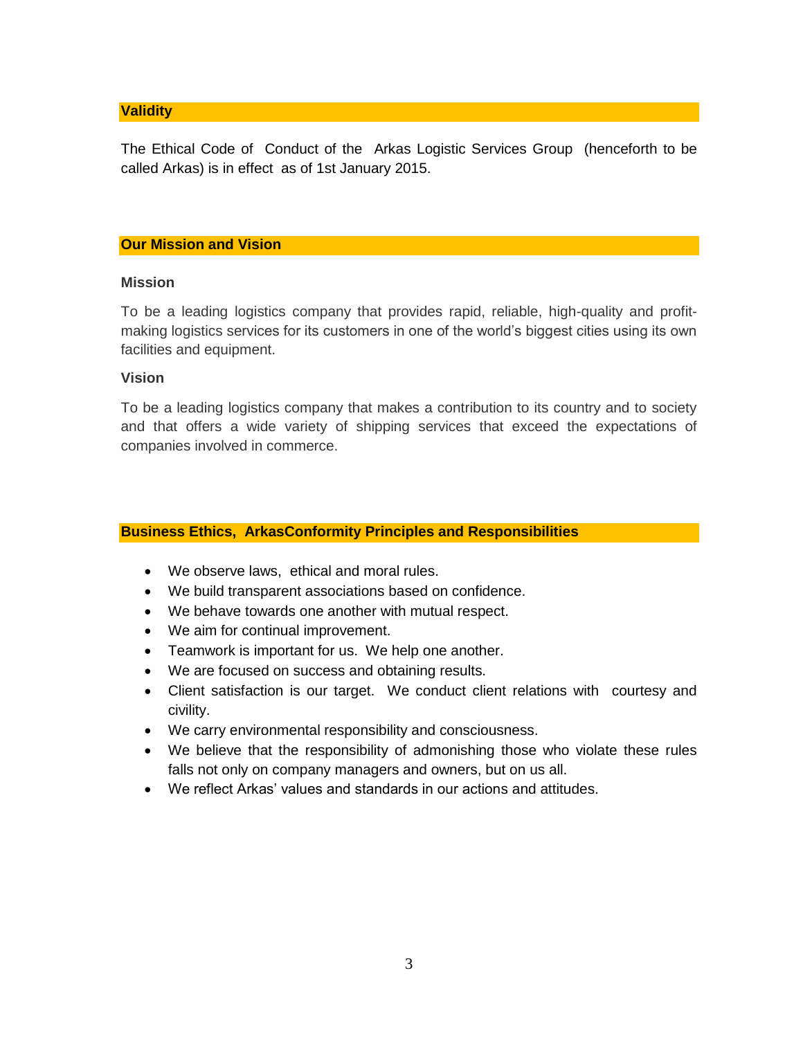## Validity

The Ethical Code of Conduct of the Arkas Logistic Services Group (henceforth to be called Arkas) is in effect as of 1st January 2015.

## Our Mission and Vision

### Mission

To be a leading logistics company that provides rapid, reliable, high-quality and profit-making logistics services for its customers in one of the world's biggest cities using its own facilities and equipment.

### Vision

To be a leading logistics company that makes a contribution to its country and to society and that offers a wide variety of shipping services that exceed the expectations of companies involved in commerce.

## Business Ethics, ArkasConformity Principles and Responsibilities

- We observe laws, ethical and moral rules.
- We build transparent associations based on confidence.
- We behave towards one another with mutual respect.
- We aim for continual improvement.
- Teamwork is important for us. We help one another.
- We are focused on success and obtaining results.
- Client satisfaction is our target. We conduct client relations with courtesy and civility.
- We carry environmental responsibility and consciousness.
- We believe that the responsibility of admonishing those who violate these rules falls not only on company managers and owners, but on us all.
- We reflect Arkas' values and standards in our actions and attitudes.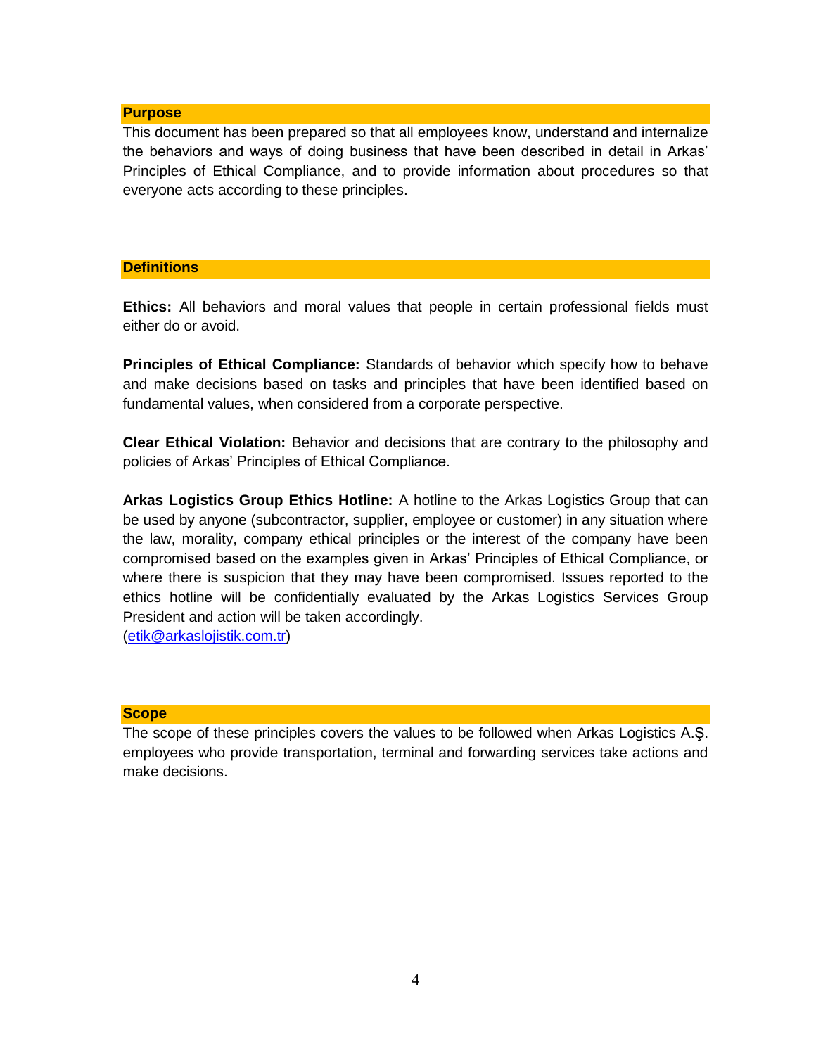## Purpose

This document has been prepared so that all employees know, understand and internalize the behaviors and ways of doing business that have been described in detail in Arkas' Principles of Ethical Compliance, and to provide information about procedures so that everyone acts according to these principles.

## Definitions

**Ethics:** All behaviors and moral values that people in certain professional fields must either do or avoid.

**Principles of Ethical Compliance:** Standards of behavior which specify how to behave and make decisions based on tasks and principles that have been identified based on fundamental values, when considered from a corporate perspective.

**Clear Ethical Violation:** Behavior and decisions that are contrary to the philosophy and policies of Arkas' Principles of Ethical Compliance.

**Arkas Logistics Group Ethics Hotline:** A hotline to the Arkas Logistics Group that can be used by anyone (subcontractor, supplier, employee or customer) in any situation where the law, morality, company ethical principles or the interest of the company have been compromised based on the examples given in Arkas' Principles of Ethical Compliance, or where there is suspicion that they may have been compromised. Issues reported to the ethics hotline will be confidentially evaluated by the Arkas Logistics Services Group President and action will be taken accordingly.
(etik@arkaslojistik.com.tr)

## Scope

The scope of these principles covers the values to be followed when Arkas Logistics A.Ş. employees who provide transportation, terminal and forwarding services take actions and make decisions.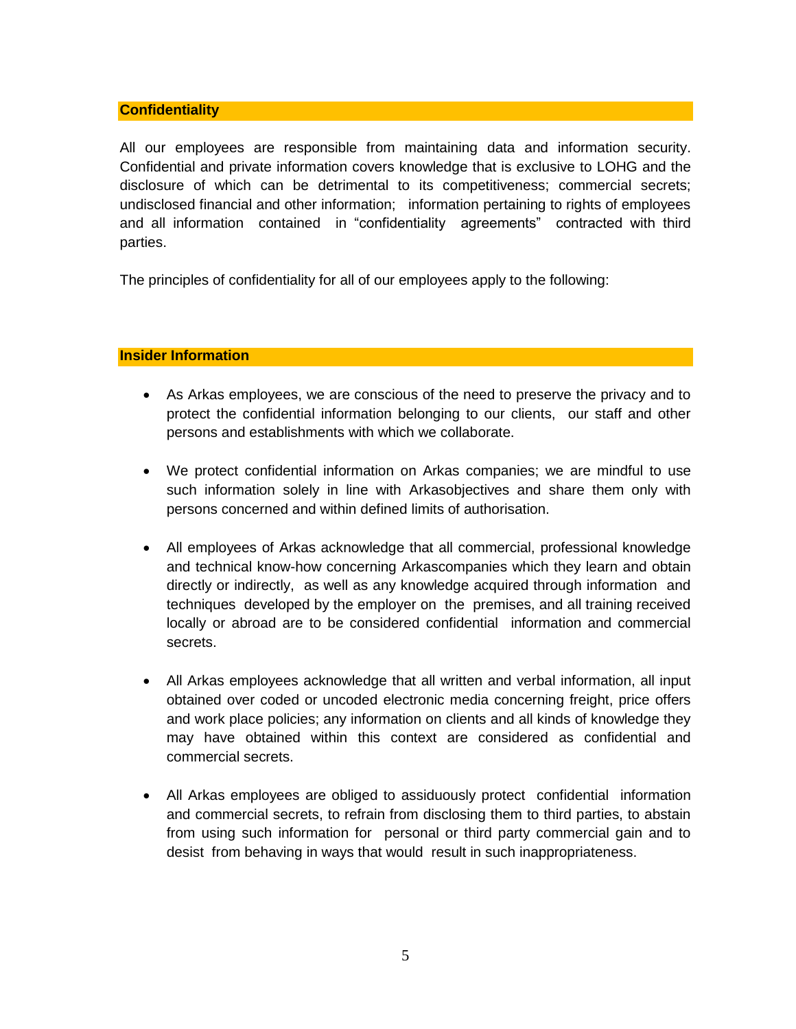## Confidentiality

All our employees are responsible from maintaining data and information security. Confidential and private information covers knowledge that is exclusive to LOHG and the disclosure of which can be detrimental to its competitiveness; commercial secrets; undisclosed financial and other information; information pertaining to rights of employees and all information contained in "confidentiality agreements" contracted with third parties.

The principles of confidentiality for all of our employees apply to the following:

## Insider Information

- As Arkas employees, we are conscious of the need to preserve the privacy and to protect the confidential information belonging to our clients, our staff and other persons and establishments with which we collaborate.

- We protect confidential information on Arkas companies; we are mindful to use such information solely in line with Arkasobjectives and share them only with persons concerned and within defined limits of authorisation.

- All employees of Arkas acknowledge that all commercial, professional knowledge and technical know-how concerning Arkascompanies which they learn and obtain directly or indirectly, as well as any knowledge acquired through information and techniques developed by the employer on the premises, and all training received locally or abroad are to be considered confidential information and commercial secrets.

- All Arkas employees acknowledge that all written and verbal information, all input obtained over coded or uncoded electronic media concerning freight, price offers and work place policies; any information on clients and all kinds of knowledge they may have obtained within this context are considered as confidential and commercial secrets.

- All Arkas employees are obliged to assiduously protect confidential information and commercial secrets, to refrain from disclosing them to third parties, to abstain from using such information for personal or third party commercial gain and to desist from behaving in ways that would result in such inappropriateness.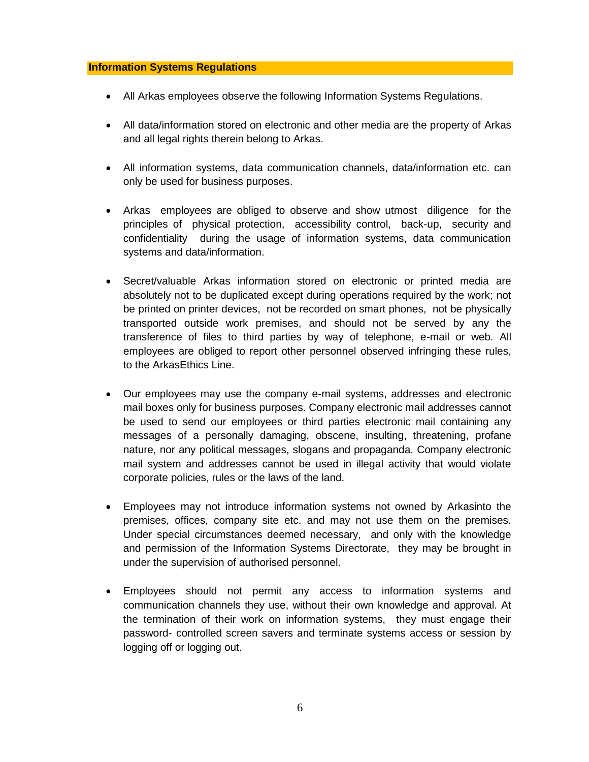## Information Systems Regulations

- All Arkas employees observe the following Information Systems Regulations.
- All data/information stored on electronic and other media are the property of Arkas and all legal rights therein belong to Arkas.
- All information systems, data communication channels, data/information etc. can only be used for business purposes.
- Arkas employees are obliged to observe and show utmost diligence for the principles of physical protection, accessibility control, back-up, security and confidentiality during the usage of information systems, data communication systems and data/information.
- Secret/valuable Arkas information stored on electronic or printed media are absolutely not to be duplicated except during operations required by the work; not be printed on printer devices, not be recorded on smart phones, not be physically transported outside work premises, and should not be served by any the transference of files to third parties by way of telephone, e-mail or web. All employees are obliged to report other personnel observed infringing these rules, to the ArkasEthics Line.
- Our employees may use the company e-mail systems, addresses and electronic mail boxes only for business purposes. Company electronic mail addresses cannot be used to send our employees or third parties electronic mail containing any messages of a personally damaging, obscene, insulting, threatening, profane nature, nor any political messages, slogans and propaganda. Company electronic mail system and addresses cannot be used in illegal activity that would violate corporate policies, rules or the laws of the land.
- Employees may not introduce information systems not owned by Arkasinto the premises, offices, company site etc. and may not use them on the premises. Under special circumstances deemed necessary, and only with the knowledge and permission of the Information Systems Directorate, they may be brought in under the supervision of authorised personnel.
- Employees should not permit any access to information systems and communication channels they use, without their own knowledge and approval. At the termination of their work on information systems, they must engage their password- controlled screen savers and terminate systems access or session by logging off or logging out.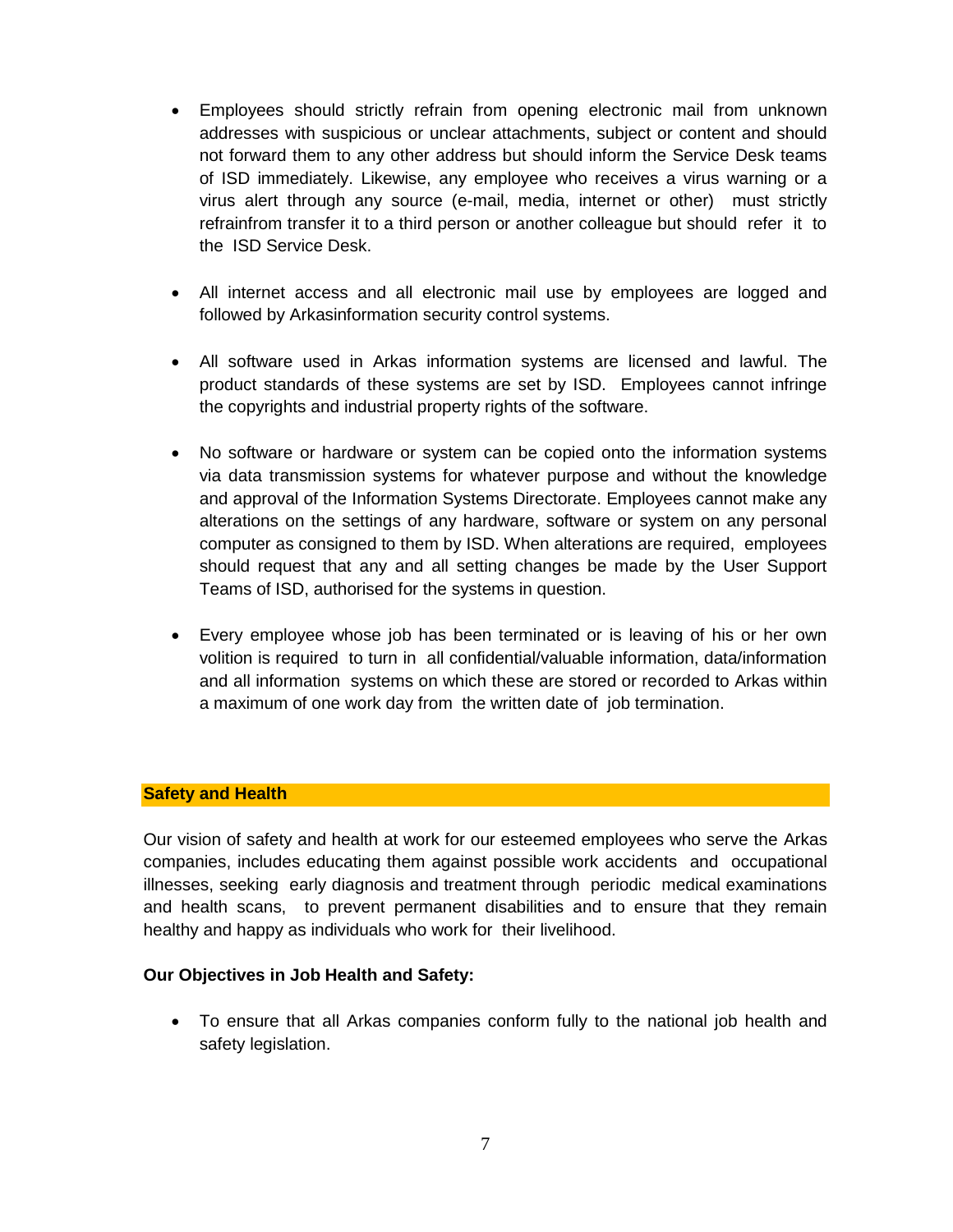- Employees should strictly refrain from opening electronic mail from unknown addresses with suspicious or unclear attachments, subject or content and should not forward them to any other address but should inform the Service Desk teams of ISD immediately. Likewise, any employee who receives a virus warning or a virus alert through any source (e-mail, media, internet or other) must strictly refrainfrom transfer it to a third person or another colleague but should refer it to the ISD Service Desk.

- All internet access and all electronic mail use by employees are logged and followed by Arkasinformation security control systems.

- All software used in Arkas information systems are licensed and lawful. The product standards of these systems are set by ISD. Employees cannot infringe the copyrights and industrial property rights of the software.

- No software or hardware or system can be copied onto the information systems via data transmission systems for whatever purpose and without the knowledge and approval of the Information Systems Directorate. Employees cannot make any alterations on the settings of any hardware, software or system on any personal computer as consigned to them by ISD. When alterations are required, employees should request that any and all setting changes be made by the User Support Teams of ISD, authorised for the systems in question.

- Every employee whose job has been terminated or is leaving of his or her own volition is required to turn in all confidential/valuable information, data/information and all information systems on which these are stored or recorded to Arkas within a maximum of one work day from the written date of job termination.

## Safety and Health

Our vision of safety and health at work for our esteemed employees who serve the Arkas companies, includes educating them against possible work accidents and occupational illnesses, seeking early diagnosis and treatment through periodic medical examinations and health scans, to prevent permanent disabilities and to ensure that they remain healthy and happy as individuals who work for their livelihood.

**Our Objectives in Job Health and Safety:**

- To ensure that all Arkas companies conform fully to the national job health and safety legislation.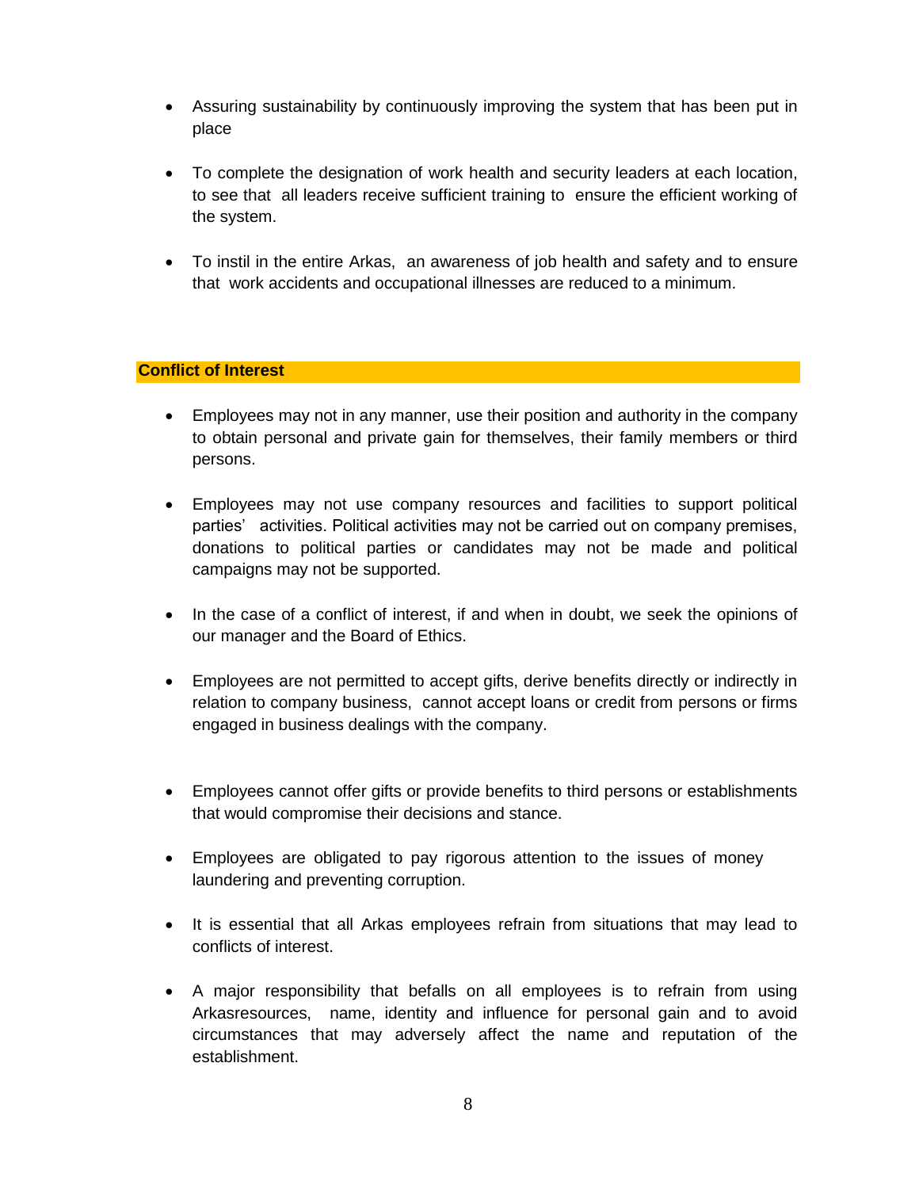- Assuring sustainability by continuously improving the system that has been put in place

- To complete the designation of work health and security leaders at each location, to see that all leaders receive sufficient training to ensure the efficient working of the system.

- To instil in the entire Arkas, an awareness of job health and safety and to ensure that work accidents and occupational illnesses are reduced to a minimum.

## Conflict of Interest

- Employees may not in any manner, use their position and authority in the company to obtain personal and private gain for themselves, their family members or third persons.

- Employees may not use company resources and facilities to support political parties' activities. Political activities may not be carried out on company premises, donations to political parties or candidates may not be made and political campaigns may not be supported.

- In the case of a conflict of interest, if and when in doubt, we seek the opinions of our manager and the Board of Ethics.

- Employees are not permitted to accept gifts, derive benefits directly or indirectly in relation to company business, cannot accept loans or credit from persons or firms engaged in business dealings with the company.

- Employees cannot offer gifts or provide benefits to third persons or establishments that would compromise their decisions and stance.

- Employees are obligated to pay rigorous attention to the issues of money laundering and preventing corruption.

- It is essential that all Arkas employees refrain from situations that may lead to conflicts of interest.

- A major responsibility that befalls on all employees is to refrain from using Arkasresources, name, identity and influence for personal gain and to avoid circumstances that may adversely affect the name and reputation of the establishment.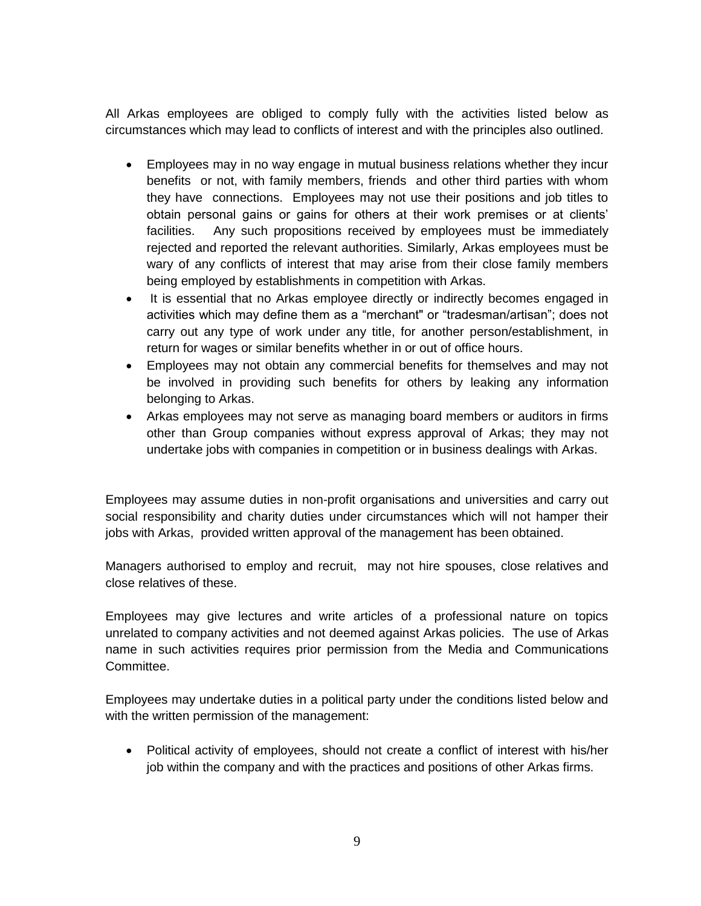All Arkas employees are obliged to comply fully with the activities listed below as circumstances which may lead to conflicts of interest and with the principles also outlined.

- Employees may in no way engage in mutual business relations whether they incur benefits or not, with family members, friends and other third parties with whom they have connections. Employees may not use their positions and job titles to obtain personal gains or gains for others at their work premises or at clients' facilities. Any such propositions received by employees must be immediately rejected and reported the relevant authorities. Similarly, Arkas employees must be wary of any conflicts of interest that may arise from their close family members being employed by establishments in competition with Arkas.
- It is essential that no Arkas employee directly or indirectly becomes engaged in activities which may define them as a "merchant" or "tradesman/artisan"; does not carry out any type of work under any title, for another person/establishment, in return for wages or similar benefits whether in or out of office hours.
- Employees may not obtain any commercial benefits for themselves and may not be involved in providing such benefits for others by leaking any information belonging to Arkas.
- Arkas employees may not serve as managing board members or auditors in firms other than Group companies without express approval of Arkas; they may not undertake jobs with companies in competition or in business dealings with Arkas.

Employees may assume duties in non-profit organisations and universities and carry out social responsibility and charity duties under circumstances which will not hamper their jobs with Arkas, provided written approval of the management has been obtained.

Managers authorised to employ and recruit, may not hire spouses, close relatives and close relatives of these.

Employees may give lectures and write articles of a professional nature on topics unrelated to company activities and not deemed against Arkas policies. The use of Arkas name in such activities requires prior permission from the Media and Communications Committee.

Employees may undertake duties in a political party under the conditions listed below and with the written permission of the management:

- Political activity of employees, should not create a conflict of interest with his/her job within the company and with the practices and positions of other Arkas firms.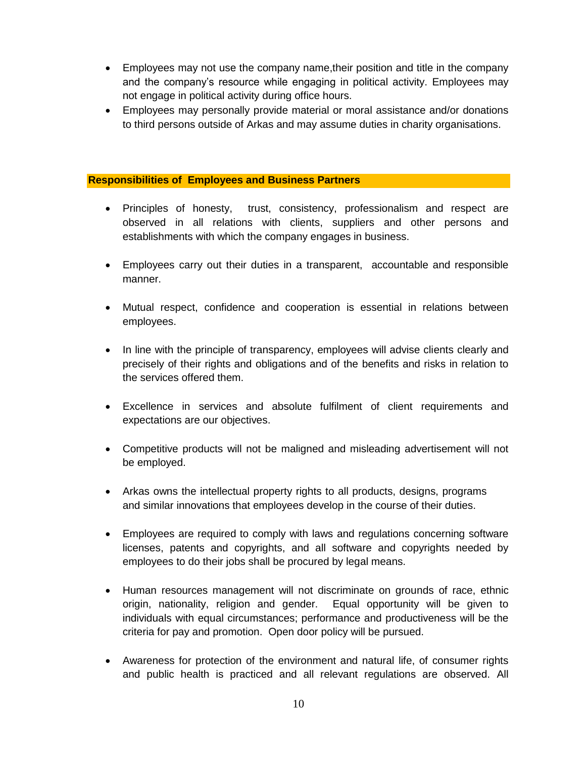- Employees may not use the company name,their position and title in the company and the company's resource while engaging in political activity. Employees may not engage in political activity during office hours.
- Employees may personally provide material or moral assistance and/or donations to third persons outside of Arkas and may assume duties in charity organisations.

## Responsibilities of Employees and Business Partners

- Principles of honesty, trust, consistency, professionalism and respect are observed in all relations with clients, suppliers and other persons and establishments with which the company engages in business.

- Employees carry out their duties in a transparent, accountable and responsible manner.

- Mutual respect, confidence and cooperation is essential in relations between employees.

- In line with the principle of transparency, employees will advise clients clearly and precisely of their rights and obligations and of the benefits and risks in relation to the services offered them.

- Excellence in services and absolute fulfilment of client requirements and expectations are our objectives.

- Competitive products will not be maligned and misleading advertisement will not be employed.

- Arkas owns the intellectual property rights to all products, designs, programs and similar innovations that employees develop in the course of their duties.

- Employees are required to comply with laws and regulations concerning software licenses, patents and copyrights, and all software and copyrights needed by employees to do their jobs shall be procured by legal means.

- Human resources management will not discriminate on grounds of race, ethnic origin, nationality, religion and gender. Equal opportunity will be given to individuals with equal circumstances; performance and productiveness will be the criteria for pay and promotion. Open door policy will be pursued.

- Awareness for protection of the environment and natural life, of consumer rights and public health is practiced and all relevant regulations are observed. All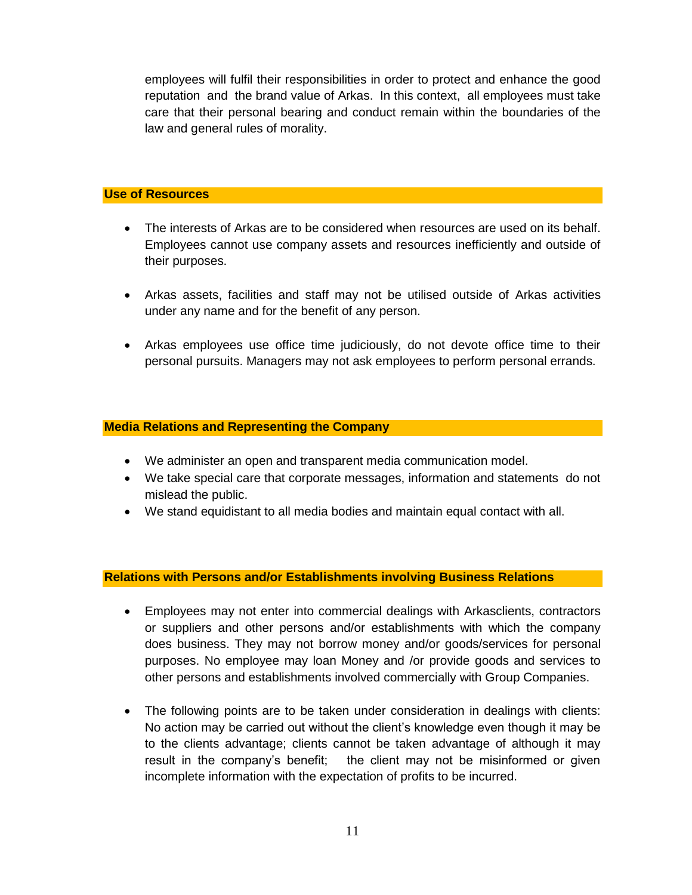employees will fulfil their responsibilities in order to protect and enhance the good reputation and the brand value of Arkas. In this context, all employees must take care that their personal bearing and conduct remain within the boundaries of the law and general rules of morality.

## Use of Resources

- The interests of Arkas are to be considered when resources are used on its behalf. Employees cannot use company assets and resources inefficiently and outside of their purposes.

- Arkas assets, facilities and staff may not be utilised outside of Arkas activities under any name and for the benefit of any person.

- Arkas employees use office time judiciously, do not devote office time to their personal pursuits. Managers may not ask employees to perform personal errands.

## Media Relations and Representing the Company

- We administer an open and transparent media communication model.
- We take special care that corporate messages, information and statements do not mislead the public.
- We stand equidistant to all media bodies and maintain equal contact with all.

## Relations with Persons and/or Establishments involving Business Relations

- Employees may not enter into commercial dealings with Arkasclients, contractors or suppliers and other persons and/or establishments with which the company does business. They may not borrow money and/or goods/services for personal purposes. No employee may loan Money and /or provide goods and services to other persons and establishments involved commercially with Group Companies.

- The following points are to be taken under consideration in dealings with clients: No action may be carried out without the client's knowledge even though it may be to the clients advantage; clients cannot be taken advantage of although it may result in the company's benefit; the client may not be misinformed or given incomplete information with the expectation of profits to be incurred.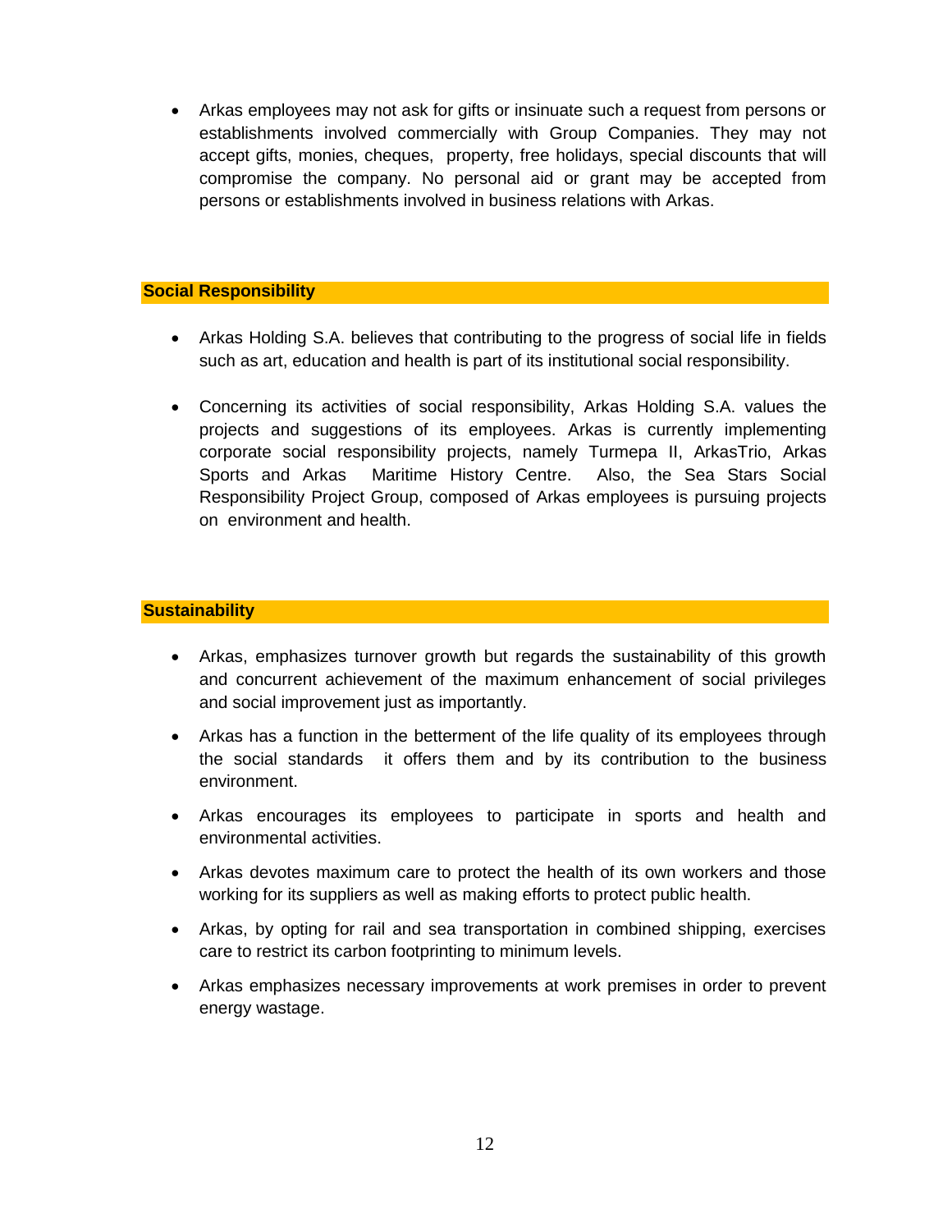- Arkas employees may not ask for gifts or insinuate such a request from persons or establishments involved commercially with Group Companies. They may not accept gifts, monies, cheques, property, free holidays, special discounts that will compromise the company. No personal aid or grant may be accepted from persons or establishments involved in business relations with Arkas.

## Social Responsibility

- Arkas Holding S.A. believes that contributing to the progress of social life in fields such as art, education and health is part of its institutional social responsibility.

- Concerning its activities of social responsibility, Arkas Holding S.A. values the projects and suggestions of its employees. Arkas is currently implementing corporate social responsibility projects, namely Turmepa II, ArkasTrio, Arkas Sports and Arkas Maritime History Centre. Also, the Sea Stars Social Responsibility Project Group, composed of Arkas employees is pursuing projects on environment and health.

## Sustainability

- Arkas, emphasizes turnover growth but regards the sustainability of this growth and concurrent achievement of the maximum enhancement of social privileges and social improvement just as importantly.
- Arkas has a function in the betterment of the life quality of its employees through the social standards it offers them and by its contribution to the business environment.
- Arkas encourages its employees to participate in sports and health and environmental activities.
- Arkas devotes maximum care to protect the health of its own workers and those working for its suppliers as well as making efforts to protect public health.
- Arkas, by opting for rail and sea transportation in combined shipping, exercises care to restrict its carbon footprinting to minimum levels.
- Arkas emphasizes necessary improvements at work premises in order to prevent energy wastage.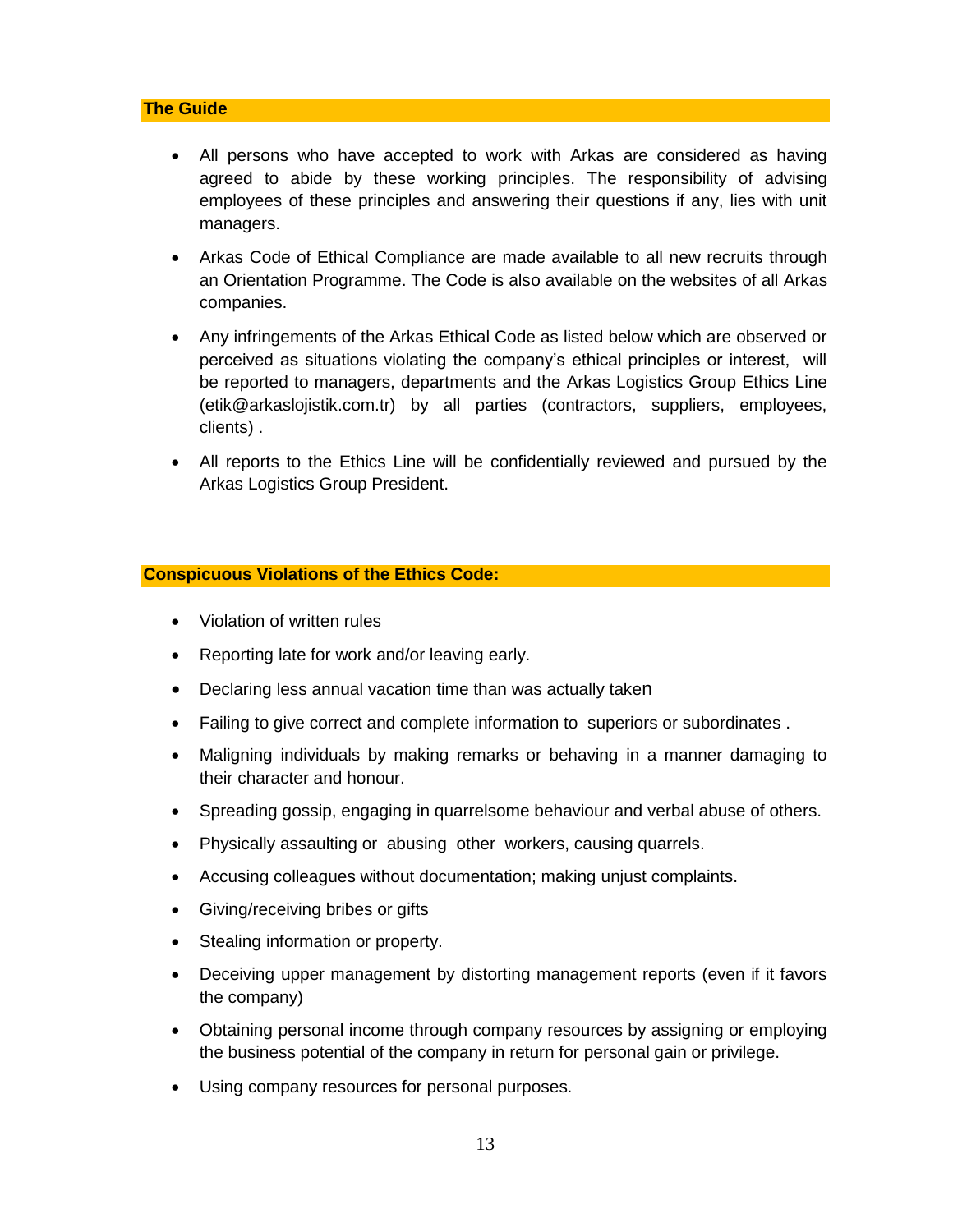## The Guide

- All persons who have accepted to work with Arkas are considered as having agreed to abide by these working principles. The responsibility of advising employees of these principles and answering their questions if any, lies with unit managers.
- Arkas Code of Ethical Compliance are made available to all new recruits through an Orientation Programme. The Code is also available on the websites of all Arkas companies.
- Any infringements of the Arkas Ethical Code as listed below which are observed or perceived as situations violating the company's ethical principles or interest, will be reported to managers, departments and the Arkas Logistics Group Ethics Line (etik@arkaslojistik.com.tr) by all parties (contractors, suppliers, employees, clients) .
- All reports to the Ethics Line will be confidentially reviewed and pursued by the Arkas Logistics Group President.

## Conspicuous Violations of the Ethics Code:

- Violation of written rules
- Reporting late for work and/or leaving early.
- Declaring less annual vacation time than was actually taken
- Failing to give correct and complete information to superiors or subordinates .
- Maligning individuals by making remarks or behaving in a manner damaging to their character and honour.
- Spreading gossip, engaging in quarrelsome behaviour and verbal abuse of others.
- Physically assaulting or abusing other workers, causing quarrels.
- Accusing colleagues without documentation; making unjust complaints.
- Giving/receiving bribes or gifts
- Stealing information or property.
- Deceiving upper management by distorting management reports (even if it favors the company)
- Obtaining personal income through company resources by assigning or employing the business potential of the company in return for personal gain or privilege.
- Using company resources for personal purposes.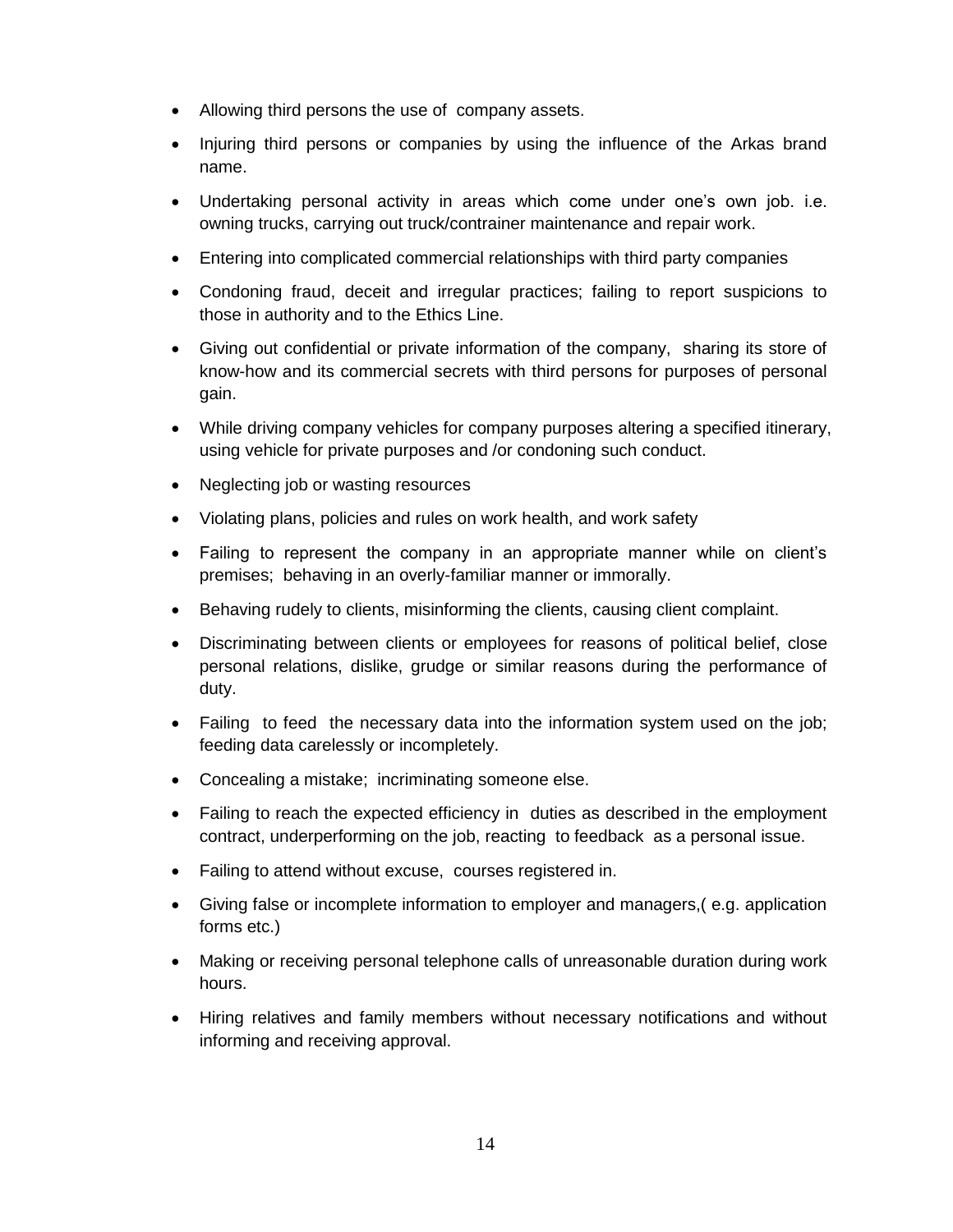- Allowing third persons the use of company assets.
- Injuring third persons or companies by using the influence of the Arkas brand name.
- Undertaking personal activity in areas which come under one's own job. i.e. owning trucks, carrying out truck/contrainer maintenance and repair work.
- Entering into complicated commercial relationships with third party companies
- Condoning fraud, deceit and irregular practices; failing to report suspicions to those in authority and to the Ethics Line.
- Giving out confidential or private information of the company, sharing its store of know-how and its commercial secrets with third persons for purposes of personal gain.
- While driving company vehicles for company purposes altering a specified itinerary, using vehicle for private purposes and /or condoning such conduct.
- Neglecting job or wasting resources
- Violating plans, policies and rules on work health, and work safety
- Failing to represent the company in an appropriate manner while on client's premises; behaving in an overly-familiar manner or immorally.
- Behaving rudely to clients, misinforming the clients, causing client complaint.
- Discriminating between clients or employees for reasons of political belief, close personal relations, dislike, grudge or similar reasons during the performance of duty.
- Failing to feed the necessary data into the information system used on the job; feeding data carelessly or incompletely.
- Concealing a mistake; incriminating someone else.
- Failing to reach the expected efficiency in duties as described in the employment contract, underperforming on the job, reacting to feedback as a personal issue.
- Failing to attend without excuse, courses registered in.
- Giving false or incomplete information to employer and managers,( e.g. application forms etc.)
- Making or receiving personal telephone calls of unreasonable duration during work hours.
- Hiring relatives and family members without necessary notifications and without informing and receiving approval.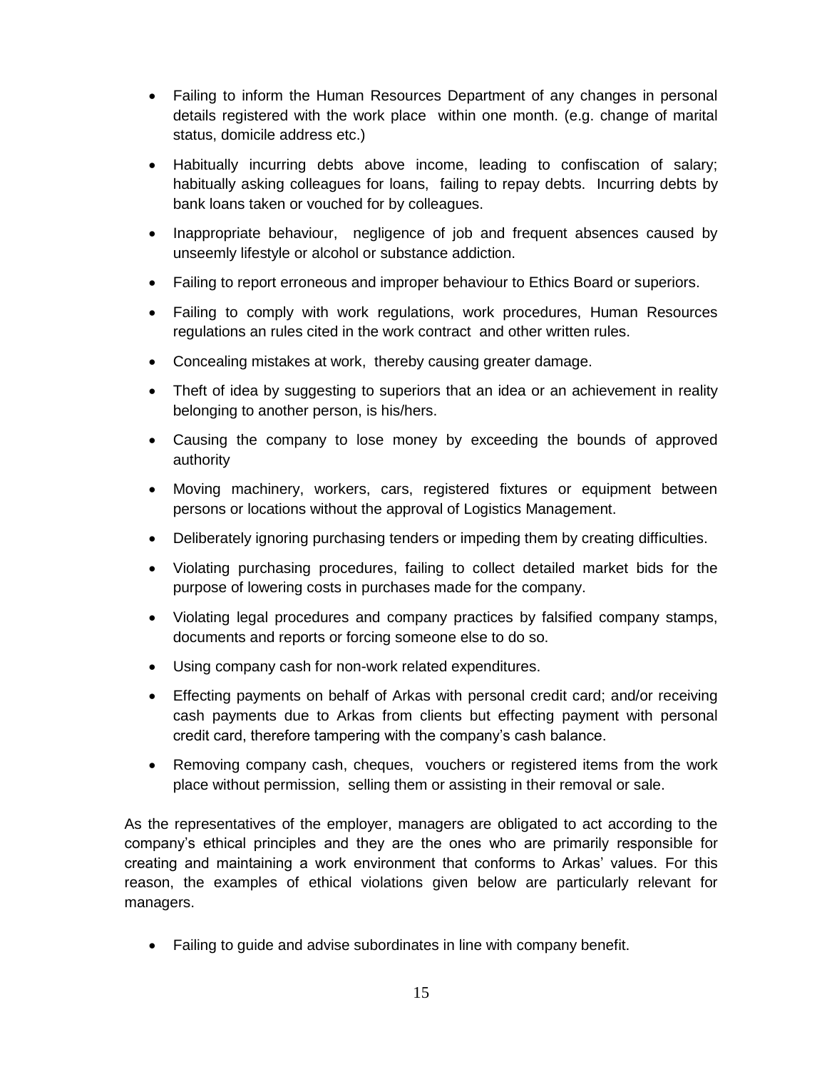- Failing to inform the Human Resources Department of any changes in personal details registered with the work place within one month. (e.g. change of marital status, domicile address etc.)
- Habitually incurring debts above income, leading to confiscation of salary; habitually asking colleagues for loans, failing to repay debts. Incurring debts by bank loans taken or vouched for by colleagues.
- Inappropriate behaviour, negligence of job and frequent absences caused by unseemly lifestyle or alcohol or substance addiction.
- Failing to report erroneous and improper behaviour to Ethics Board or superiors.
- Failing to comply with work regulations, work procedures, Human Resources regulations an rules cited in the work contract and other written rules.
- Concealing mistakes at work, thereby causing greater damage.
- Theft of idea by suggesting to superiors that an idea or an achievement in reality belonging to another person, is his/hers.
- Causing the company to lose money by exceeding the bounds of approved authority
- Moving machinery, workers, cars, registered fixtures or equipment between persons or locations without the approval of Logistics Management.
- Deliberately ignoring purchasing tenders or impeding them by creating difficulties.
- Violating purchasing procedures, failing to collect detailed market bids for the purpose of lowering costs in purchases made for the company.
- Violating legal procedures and company practices by falsified company stamps, documents and reports or forcing someone else to do so.
- Using company cash for non-work related expenditures.
- Effecting payments on behalf of Arkas with personal credit card; and/or receiving cash payments due to Arkas from clients but effecting payment with personal credit card, therefore tampering with the company's cash balance.
- Removing company cash, cheques, vouchers or registered items from the work place without permission, selling them or assisting in their removal or sale.

As the representatives of the employer, managers are obligated to act according to the company's ethical principles and they are the ones who are primarily responsible for creating and maintaining a work environment that conforms to Arkas' values. For this reason, the examples of ethical violations given below are particularly relevant for managers.

- Failing to guide and advise subordinates in line with company benefit.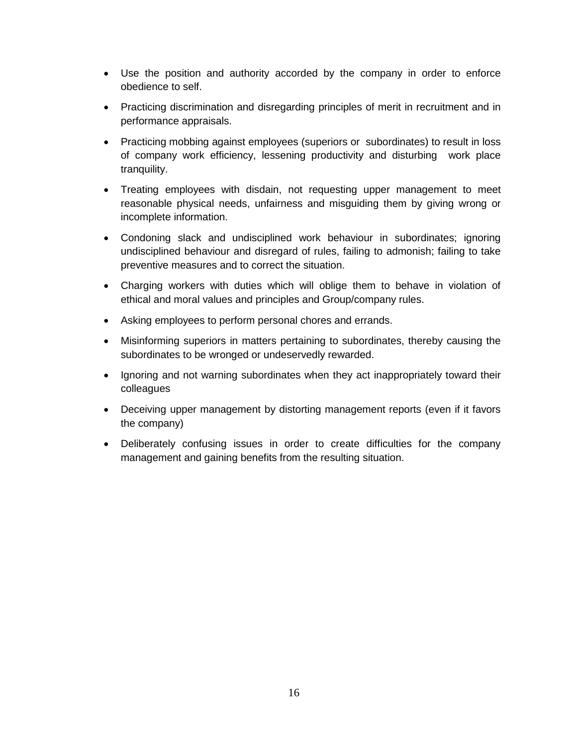- Use the position and authority accorded by the company in order to enforce obedience to self.
- Practicing discrimination and disregarding principles of merit in recruitment and in performance appraisals.
- Practicing mobbing against employees (superiors or subordinates) to result in loss of company work efficiency, lessening productivity and disturbing work place tranquility.
- Treating employees with disdain, not requesting upper management to meet reasonable physical needs, unfairness and misguiding them by giving wrong or incomplete information.
- Condoning slack and undisciplined work behaviour in subordinates; ignoring undisciplined behaviour and disregard of rules, failing to admonish; failing to take preventive measures and to correct the situation.
- Charging workers with duties which will oblige them to behave in violation of ethical and moral values and principles and Group/company rules.
- Asking employees to perform personal chores and errands.
- Misinforming superiors in matters pertaining to subordinates, thereby causing the subordinates to be wronged or undeservedly rewarded.
- Ignoring and not warning subordinates when they act inappropriately toward their colleagues
- Deceiving upper management by distorting management reports (even if it favors the company)
- Deliberately confusing issues in order to create difficulties for the company management and gaining benefits from the resulting situation.